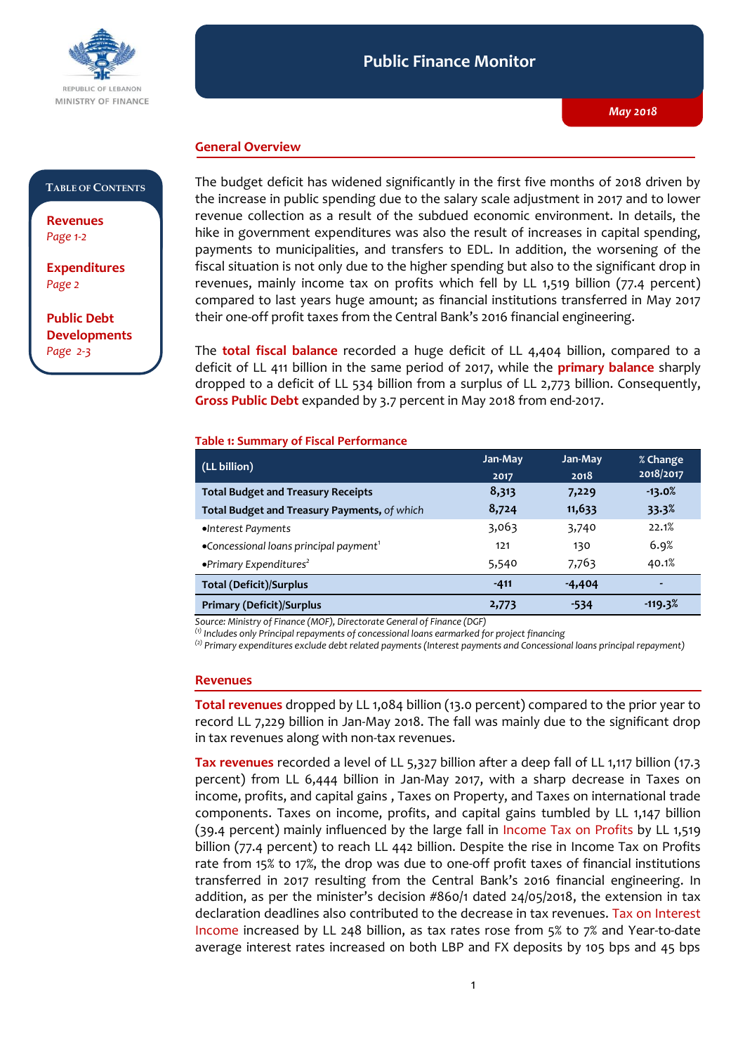REPUBLIC OF LEBANON
MINISTRY OF FINANCE

# Public Finance Monitor

*May 2018*

**TABLE OF CONTENTS**

**Revenues**
*Page 1-2*

**Expenditures**
*Page 2*

**Public Debt Developments**
*Page 2-3*

## General Overview

The budget deficit has widened significantly in the first five months of 2018 driven by the increase in public spending due to the salary scale adjustment in 2017 and to lower revenue collection as a result of the subdued economic environment. In details, the hike in government expenditures was also the result of increases in capital spending, payments to municipalities, and transfers to EDL. In addition, the worsening of the fiscal situation is not only due to the higher spending but also to the significant drop in revenues, mainly income tax on profits which fell by LL 1,519 billion (77.4 percent) compared to last years huge amount; as financial institutions transferred in May 2017 their one-off profit taxes from the Central Bank's 2016 financial engineering.

The **total fiscal balance** recorded a huge deficit of LL 4,404 billion, compared to a deficit of LL 411 billion in the same period of 2017, while the **primary balance** sharply dropped to a deficit of LL 534 billion from a surplus of LL 2,773 billion. Consequently, **Gross Public Debt** expanded by 3.7 percent in May 2018 from end-2017.

**Table 1: Summary of Fiscal Performance**

| (LL billion) | Jan-May 2017 | Jan-May 2018 | % Change 2018/2017 |
|---|---|---|---|
| **Total Budget and Treasury Receipts** | **8,313** | **7,229** | **-13.0%** |
| **Total Budget and Treasury Payments,** *of which* | **8,724** | **11,633** | **33.3%** |
| •*Interest Payments* | 3,063 | 3,740 | 22.1% |
| •*Concessional loans principal payment*[1] | 121 | 130 | 6.9% |
| •*Primary Expenditures*[2] | 5,540 | 7,763 | 40.1% |
| **Total (Deficit)/Surplus** | **-411** | **-4,404** | **-** |
| **Primary (Deficit)/Surplus** | **2,773** | **-534** | **-119.3%** |

*Source: Ministry of Finance (MOF), Directorate General of Finance (DGF)*
*(1) Includes only Principal repayments of concessional loans earmarked for project financing*
*(2) Primary expenditures exclude debt related payments (Interest payments and Concessional loans principal repayment)*

## Revenues

**Total revenues** dropped by LL 1,084 billion (13.0 percent) compared to the prior year to record LL 7,229 billion in Jan-May 2018. The fall was mainly due to the significant drop in tax revenues along with non-tax revenues.

**Tax revenues** recorded a level of LL 5,327 billion after a deep fall of LL 1,117 billion (17.3 percent) from LL 6,444 billion in Jan-May 2017, with a sharp decrease in Taxes on income, profits, and capital gains , Taxes on Property, and Taxes on international trade components. Taxes on income, profits, and capital gains tumbled by LL 1,147 billion (39.4 percent) mainly influenced by the large fall in Income Tax on Profits by LL 1,519 billion (77.4 percent) to reach LL 442 billion. Despite the rise in Income Tax on Profits rate from 15% to 17%, the drop was due to one-off profit taxes of financial institutions transferred in 2017 resulting from the Central Bank's 2016 financial engineering. In addition, as per the minister's decision #860/1 dated 24/05/2018, the extension in tax declaration deadlines also contributed to the decrease in tax revenues. Tax on Interest Income increased by LL 248 billion, as tax rates rose from 5% to 7% and Year-to-date average interest rates increased on both LBP and FX deposits by 105 bps and 45 bps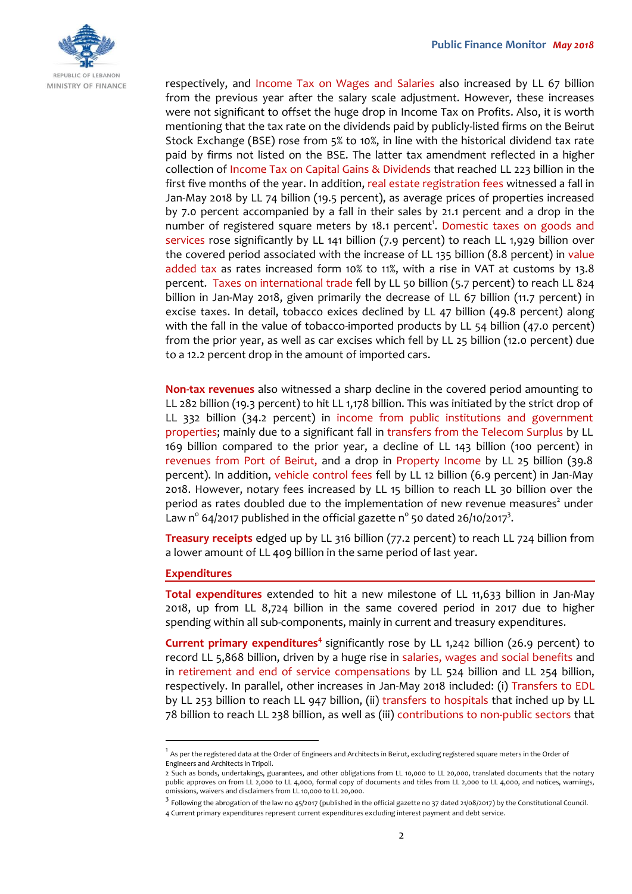respectively, and Income Tax on Wages and Salaries also increased by LL 67 billion from the previous year after the salary scale adjustment. However, these increases were not significant to offset the huge drop in Income Tax on Profits. Also, it is worth mentioning that the tax rate on the dividends paid by publicly-listed firms on the Beirut Stock Exchange (BSE) rose from 5% to 10%, in line with the historical dividend tax rate paid by firms not listed on the BSE. The latter tax amendment reflected in a higher collection of Income Tax on Capital Gains & Dividends that reached LL 223 billion in the first five months of the year. In addition, real estate registration fees witnessed a fall in Jan-May 2018 by LL 74 billion (19.5 percent), as average prices of properties increased by 7.0 percent accompanied by a fall in their sales by 21.1 percent and a drop in the number of registered square meters by 18.1 percent[1]. Domestic taxes on goods and services rose significantly by LL 141 billion (7.9 percent) to reach LL 1,929 billion over the covered period associated with the increase of LL 135 billion (8.8 percent) in value added tax as rates increased form 10% to 11%, with a rise in VAT at customs by 13.8 percent. Taxes on international trade fell by LL 50 billion (5.7 percent) to reach LL 824 billion in Jan-May 2018, given primarily the decrease of LL 67 billion (11.7 percent) in excise taxes. In detail, tobacco exices declined by LL 47 billion (49.8 percent) along with the fall in the value of tobacco-imported products by LL 54 billion (47.0 percent) from the prior year, as well as car excises which fell by LL 25 billion (12.0 percent) due to a 12.2 percent drop in the amount of imported cars.

**Non-tax revenues** also witnessed a sharp decline in the covered period amounting to LL 282 billion (19.3 percent) to hit LL 1,178 billion. This was initiated by the strict drop of LL 332 billion (34.2 percent) in income from public institutions and government properties; mainly due to a significant fall in transfers from the Telecom Surplus by LL 169 billion compared to the prior year, a decline of LL 143 billion (100 percent) in revenues from Port of Beirut, and a drop in Property Income by LL 25 billion (39.8 percent). In addition, vehicle control fees fell by LL 12 billion (6.9 percent) in Jan-May 2018. However, notary fees increased by LL 15 billion to reach LL 30 billion over the period as rates doubled due to the implementation of new revenue measures[2] under Law n° 64/2017 published in the official gazette n° 50 dated 26/10/2017[3].

**Treasury receipts** edged up by LL 316 billion (77.2 percent) to reach LL 724 billion from a lower amount of LL 409 billion in the same period of last year.

## Expenditures

**Total expenditures** extended to hit a new milestone of LL 11,633 billion in Jan-May 2018, up from LL 8,724 billion in the same covered period in 2017 due to higher spending within all sub-components, mainly in current and treasury expenditures.

**Current primary expenditures**[4] significantly rose by LL 1,242 billion (26.9 percent) to record LL 5,868 billion, driven by a huge rise in salaries, wages and social benefits and in retirement and end of service compensations by LL 524 billion and LL 254 billion, respectively. In parallel, other increases in Jan-May 2018 included: (i) Transfers to EDL by LL 253 billion to reach LL 947 billion, (ii) transfers to hospitals that inched up by LL 78 billion to reach LL 238 billion, as well as (iii) contributions to non-public sectors that

---

[1] As per the registered data at the Order of Engineers and Architects in Beirut, excluding registered square meters in the Order of Engineers and Architects in Tripoli.

[2] Such as bonds, undertakings, guarantees, and other obligations from LL 10,000 to LL 20,000, translated documents that the notary public approves on from LL 2,000 to LL 4,000, formal copy of documents and titles from LL 2,000 to LL 4,000, and notices, warnings, omissions, waivers and disclaimers from LL 10,000 to LL 20,000.

[3] Following the abrogation of the law no 45/2017 (published in the official gazette no 37 dated 21/08/2017) by the Constitutional Council.

[4] Current primary expenditures represent current expenditures excluding interest payment and debt service.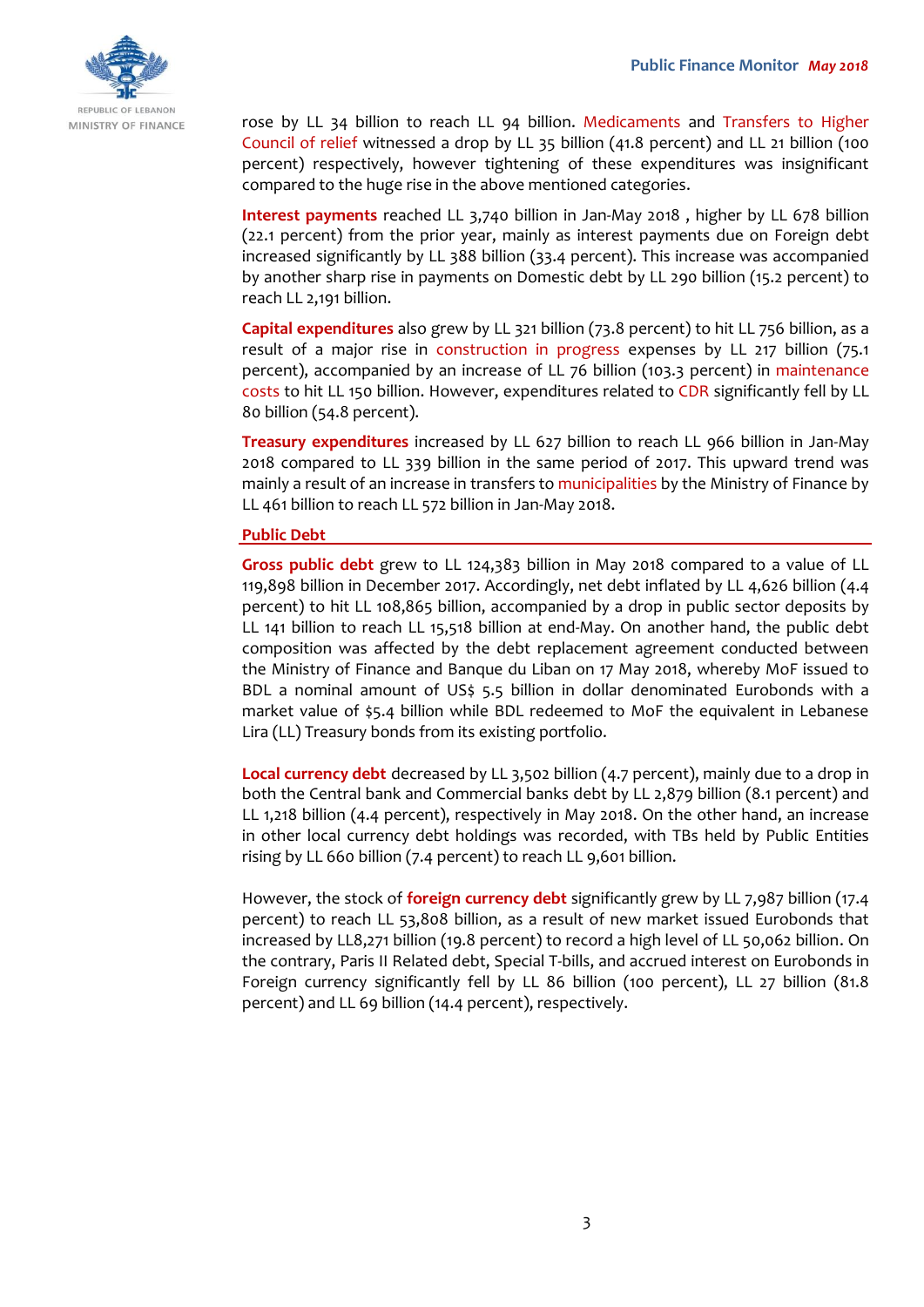rose by LL 34 billion to reach LL 94 billion. Medicaments and Transfers to Higher Council of relief witnessed a drop by LL 35 billion (41.8 percent) and LL 21 billion (100 percent) respectively, however tightening of these expenditures was insignificant compared to the huge rise in the above mentioned categories.

**Interest payments** reached LL 3,740 billion in Jan-May 2018 , higher by LL 678 billion (22.1 percent) from the prior year, mainly as interest payments due on Foreign debt increased significantly by LL 388 billion (33.4 percent). This increase was accompanied by another sharp rise in payments on Domestic debt by LL 290 billion (15.2 percent) to reach LL 2,191 billion.

**Capital expenditures** also grew by LL 321 billion (73.8 percent) to hit LL 756 billion, as a result of a major rise in construction in progress expenses by LL 217 billion (75.1 percent), accompanied by an increase of LL 76 billion (103.3 percent) in maintenance costs to hit LL 150 billion. However, expenditures related to CDR significantly fell by LL 80 billion (54.8 percent).

**Treasury expenditures** increased by LL 627 billion to reach LL 966 billion in Jan-May 2018 compared to LL 339 billion in the same period of 2017. This upward trend was mainly a result of an increase in transfers to municipalities by the Ministry of Finance by LL 461 billion to reach LL 572 billion in Jan-May 2018.

## Public Debt

**Gross public debt** grew to LL 124,383 billion in May 2018 compared to a value of LL 119,898 billion in December 2017. Accordingly, net debt inflated by LL 4,626 billion (4.4 percent) to hit LL 108,865 billion, accompanied by a drop in public sector deposits by LL 141 billion to reach LL 15,518 billion at end-May. On another hand, the public debt composition was affected by the debt replacement agreement conducted between the Ministry of Finance and Banque du Liban on 17 May 2018, whereby MoF issued to BDL a nominal amount of US$ 5.5 billion in dollar denominated Eurobonds with a market value of $5.4 billion while BDL redeemed to MoF the equivalent in Lebanese Lira (LL) Treasury bonds from its existing portfolio.

**Local currency debt** decreased by LL 3,502 billion (4.7 percent), mainly due to a drop in both the Central bank and Commercial banks debt by LL 2,879 billion (8.1 percent) and LL 1,218 billion (4.4 percent), respectively in May 2018. On the other hand, an increase in other local currency debt holdings was recorded, with TBs held by Public Entities rising by LL 660 billion (7.4 percent) to reach LL 9,601 billion.

However, the stock of **foreign currency debt** significantly grew by LL 7,987 billion (17.4 percent) to reach LL 53,808 billion, as a result of new market issued Eurobonds that increased by LL8,271 billion (19.8 percent) to record a high level of LL 50,062 billion. On the contrary, Paris II Related debt, Special T-bills, and accrued interest on Eurobonds in Foreign currency significantly fell by LL 86 billion (100 percent), LL 27 billion (81.8 percent) and LL 69 billion (14.4 percent), respectively.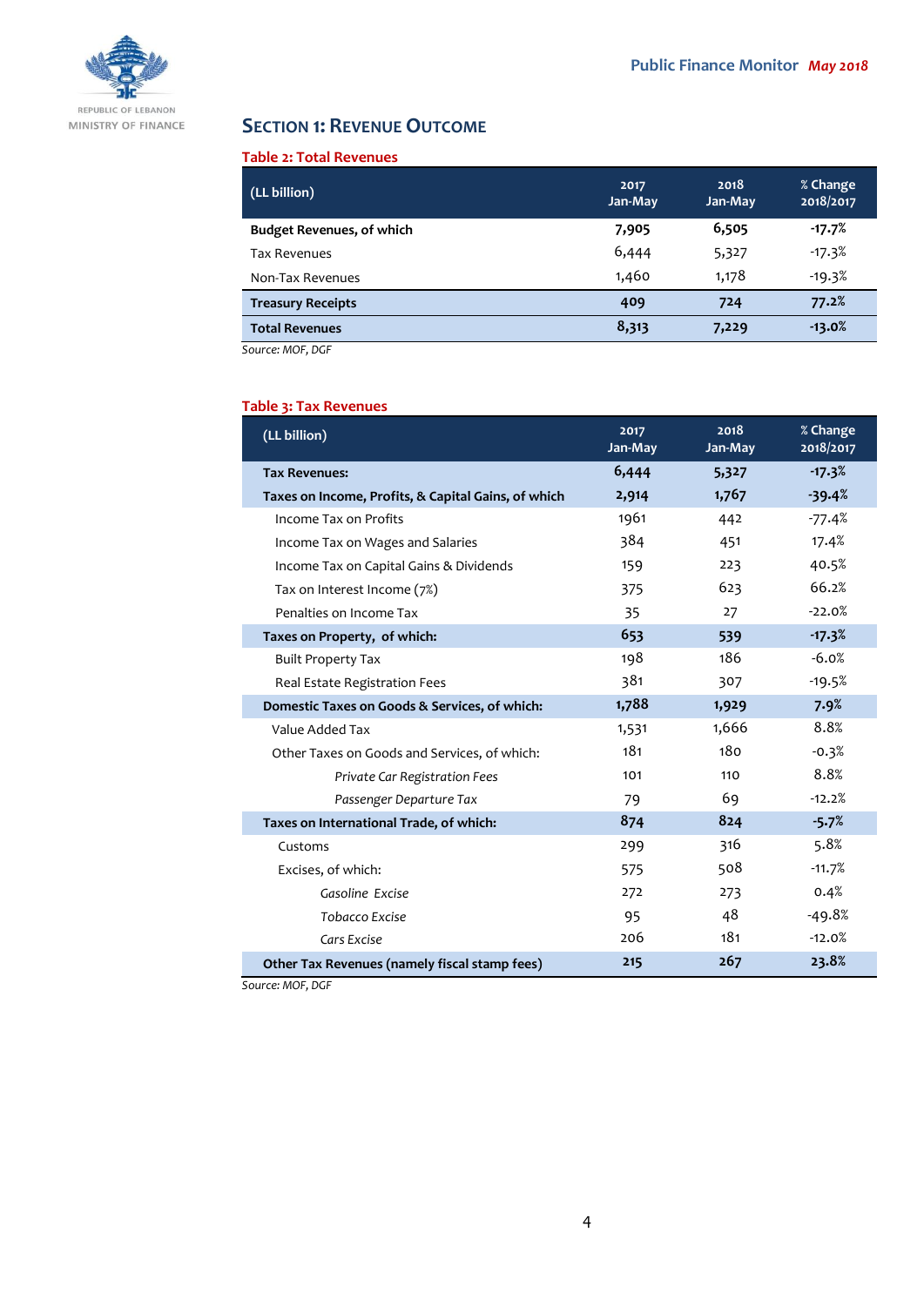## SECTION 1: REVENUE OUTCOME

**Table 2: Total Revenues**

| (LL billion) | 2017 Jan-May | 2018 Jan-May | % Change 2018/2017 |
|---|---|---|---|
| **Budget Revenues, of which** | **7,905** | **6,505** | **-17.7%** |
| Tax Revenues | 6,444 | 5,327 | -17.3% |
| Non-Tax Revenues | 1,460 | 1,178 | -19.3% |
| **Treasury Receipts** | **409** | **724** | **77.2%** |
| **Total Revenues** | **8,313** | **7,229** | **-13.0%** |

*Source: MOF, DGF*

**Table 3: Tax Revenues**

| (LL billion) | 2017 Jan-May | 2018 Jan-May | % Change 2018/2017 |
|---|---|---|---|
| **Tax Revenues:** | **6,444** | **5,327** | **-17.3%** |
| **Taxes on Income, Profits, & Capital Gains, of which** | **2,914** | **1,767** | **-39.4%** |
| Income Tax on Profits | 1961 | 442 | -77.4% |
| Income Tax on Wages and Salaries | 384 | 451 | 17.4% |
| Income Tax on Capital Gains & Dividends | 159 | 223 | 40.5% |
| Tax on Interest Income (7%) | 375 | 623 | 66.2% |
| Penalties on Income Tax | 35 | 27 | -22.0% |
| **Taxes on Property, of which:** | **653** | **539** | **-17.3%** |
| Built Property Tax | 198 | 186 | -6.0% |
| Real Estate Registration Fees | 381 | 307 | -19.5% |
| **Domestic Taxes on Goods & Services, of which:** | **1,788** | **1,929** | **7.9%** |
| Value Added Tax | 1,531 | 1,666 | 8.8% |
| Other Taxes on Goods and Services, of which: | 181 | 180 | -0.3% |
| *Private Car Registration Fees* | 101 | 110 | 8.8% |
| *Passenger Departure Tax* | 79 | 69 | -12.2% |
| **Taxes on International Trade, of which:** | **874** | **824** | **-5.7%** |
| Customs | 299 | 316 | 5.8% |
| Excises, of which: | 575 | 508 | -11.7% |
| *Gasoline Excise* | 272 | 273 | 0.4% |
| *Tobacco Excise* | 95 | 48 | -49.8% |
| *Cars Excise* | 206 | 181 | -12.0% |
| **Other Tax Revenues (namely fiscal stamp fees)** | **215** | **267** | **23.8%** |

*Source: MOF, DGF*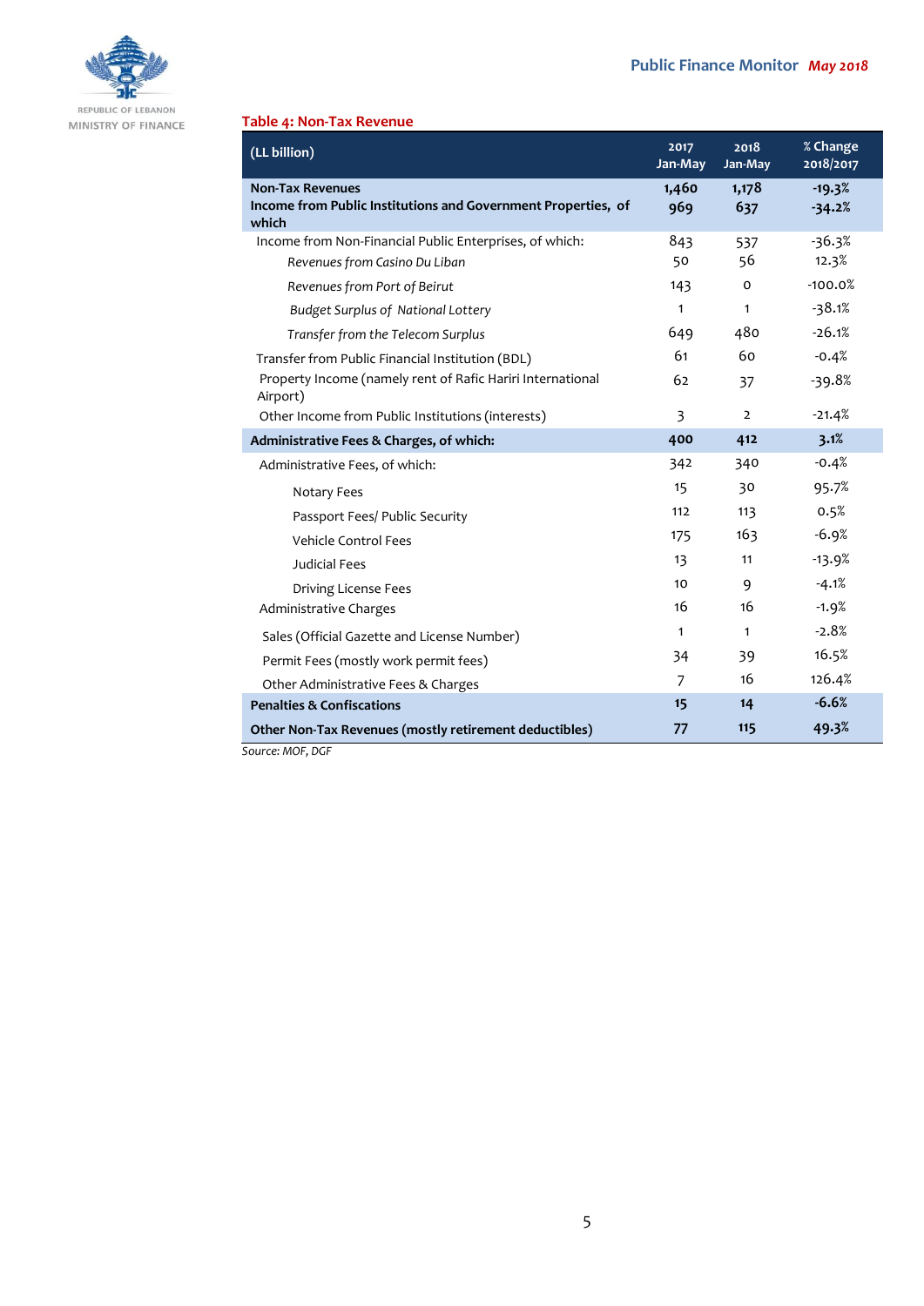REPUBLIC OF LEBANON
MINISTRY OF FINANCE

**Table 4: Non-Tax Revenue**

| (LL billion) | 2017 Jan-May | 2018 Jan-May | % Change 2018/2017 |
|---|---|---|---|
| **Non-Tax Revenues** | **1,460** | **1,178** | **-19.3%** |
| **Income from Public Institutions and Government Properties, of which** | **969** | **637** | **-34.2%** |
| Income from Non-Financial Public Enterprises, of which: | 843 | 537 | -36.3% |
| *Revenues from Casino Du Liban* | 50 | 56 | 12.3% |
| *Revenues from Port of Beirut* | 143 | 0 | -100.0% |
| *Budget Surplus of National Lottery* | 1 | 1 | -38.1% |
| *Transfer from the Telecom Surplus* | 649 | 480 | -26.1% |
| Transfer from Public Financial Institution (BDL) | 61 | 60 | -0.4% |
| Property Income (namely rent of Rafic Hariri International Airport) | 62 | 37 | -39.8% |
| Other Income from Public Institutions (interests) | 3 | 2 | -21.4% |
| **Administrative Fees & Charges, of which:** | **400** | **412** | **3.1%** |
| Administrative Fees, of which: | 342 | 340 | -0.4% |
| Notary Fees | 15 | 30 | 95.7% |
| Passport Fees/ Public Security | 112 | 113 | 0.5% |
| Vehicle Control Fees | 175 | 163 | -6.9% |
| Judicial Fees | 13 | 11 | -13.9% |
| Driving License Fees | 10 | 9 | -4.1% |
| Administrative Charges | 16 | 16 | -1.9% |
| Sales (Official Gazette and License Number) | 1 | 1 | -2.8% |
| Permit Fees (mostly work permit fees) | 34 | 39 | 16.5% |
| Other Administrative Fees & Charges | 7 | 16 | 126.4% |
| **Penalties & Confiscations** | **15** | **14** | **-6.6%** |
| **Other Non-Tax Revenues (mostly retirement deductibles)** | **77** | **115** | **49.3%** |

*Source: MOF, DGF*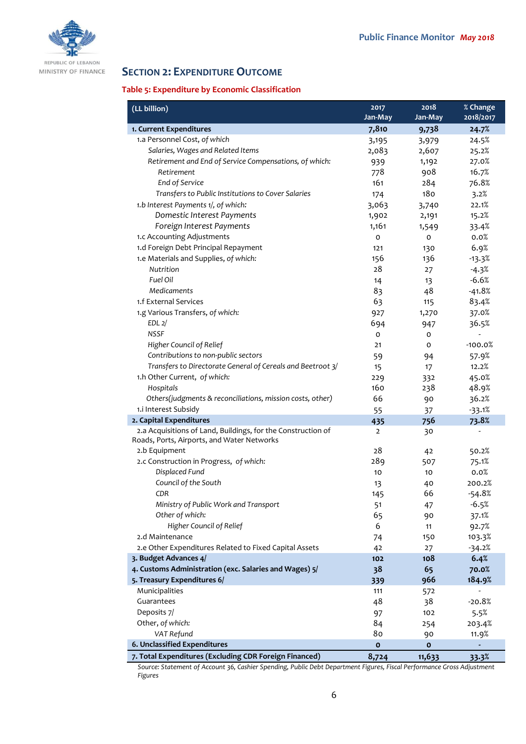## SECTION 2: EXPENDITURE OUTCOME

### Table 5: Expenditure by Economic Classification

| (LL billion) | 2017 Jan-May | 2018 Jan-May | % Change 2018/2017 |
|---|---|---|---|
| **1. Current Expenditures** | **7,810** | **9,738** | **24.7%** |
| 1.a Personnel Cost, *of which* | 3,195 | 3,979 | 24.5% |
| *Salaries, Wages and Related Items* | 2,083 | 2,607 | 25.2% |
| *Retirement and End of Service Compensations, of which:* | 939 | 1,192 | 27.0% |
| *Retirement* | 778 | 908 | 16.7% |
| *End of Service* | 161 | 284 | 76.8% |
| *Transfers to Public Institutions to Cover Salaries* | 174 | 180 | 3.2% |
| 1.b Interest Payments 1/, *of which:* | 3,063 | 3,740 | 22.1% |
| *Domestic Interest Payments* | 1,902 | 2,191 | 15.2% |
| *Foreign Interest Payments* | 1,161 | 1,549 | 33.4% |
| 1.c Accounting Adjustments | 0 | 0 | 0.0% |
| 1.d Foreign Debt Principal Repayment | 121 | 130 | 6.9% |
| 1.e Materials and Supplies, *of which:* | 156 | 136 | -13.3% |
| *Nutrition* | 28 | 27 | -4.3% |
| *Fuel Oil* | 14 | 13 | -6.6% |
| *Medicaments* | 83 | 48 | -41.8% |
| 1.f External Services | 63 | 115 | 83.4% |
| 1.g Various Transfers, *of which:* | 927 | 1,270 | 37.0% |
| *EDL 2/* | 694 | 947 | 36.5% |
| *NSSF* | 0 | 0 | - |
| *Higher Council of Relief* | 21 | 0 | -100.0% |
| *Contributions to non-public sectors* | 59 | 94 | 57.9% |
| *Transfers to Directorate General of Cereals and Beetroot 3/* | 15 | 17 | 12.2% |
| 1.h Other Current, *of which:* | 229 | 332 | 45.0% |
| *Hospitals* | 160 | 238 | 48.9% |
| *Others(judgments & reconciliations, mission costs, other)* | 66 | 90 | 36.2% |
| 1.i Interest Subsidy | 55 | 37 | -33.1% |
| **2. Capital Expenditures** | **435** | **756** | **73.8%** |
| 2.a Acquisitions of Land, Buildings, for the Construction of Roads, Ports, Airports, and Water Networks | 2 | 30 | - |
| 2.b Equipment | 28 | 42 | 50.2% |
| 2.c Construction in Progress, *of which:* | 289 | 507 | 75.1% |
| *Displaced Fund* | 10 | 10 | 0.0% |
| *Council of the South* | 13 | 40 | 200.2% |
| *CDR* | 145 | 66 | -54.8% |
| *Ministry of Public Work and Transport* | 51 | 47 | -6.5% |
| *Other of which:* | 65 | 90 | 37.1% |
| *Higher Council of Relief* | 6 | 11 | 92.7% |
| 2.d Maintenance | 74 | 150 | 103.3% |
| 2.e Other Expenditures Related to Fixed Capital Assets | 42 | 27 | -34.2% |
| **3. Budget Advances 4/** | **102** | **108** | **6.4%** |
| **4. Customs Administration (exc. Salaries and Wages) 5/** | **38** | **65** | **70.0%** |
| **5. Treasury Expenditures 6/** | **339** | **966** | **184.9%** |
| Municipalities | 111 | 572 | - |
| Guarantees | 48 | 38 | -20.8% |
| Deposits 7/ | 97 | 102 | 5.5% |
| Other, *of which:* | 84 | 254 | 203.4% |
| *VAT Refund* | 80 | 90 | 11.9% |
| **6. Unclassified Expenditures** | **0** | **0** | **-** |
| **7. Total Expenditures (Excluding CDR Foreign Financed)** | **8,724** | **11,633** | **33.3%** |

*Source: Statement of Account 36, Cashier Spending, Public Debt Department Figures, Fiscal Performance Gross Adjustment Figures*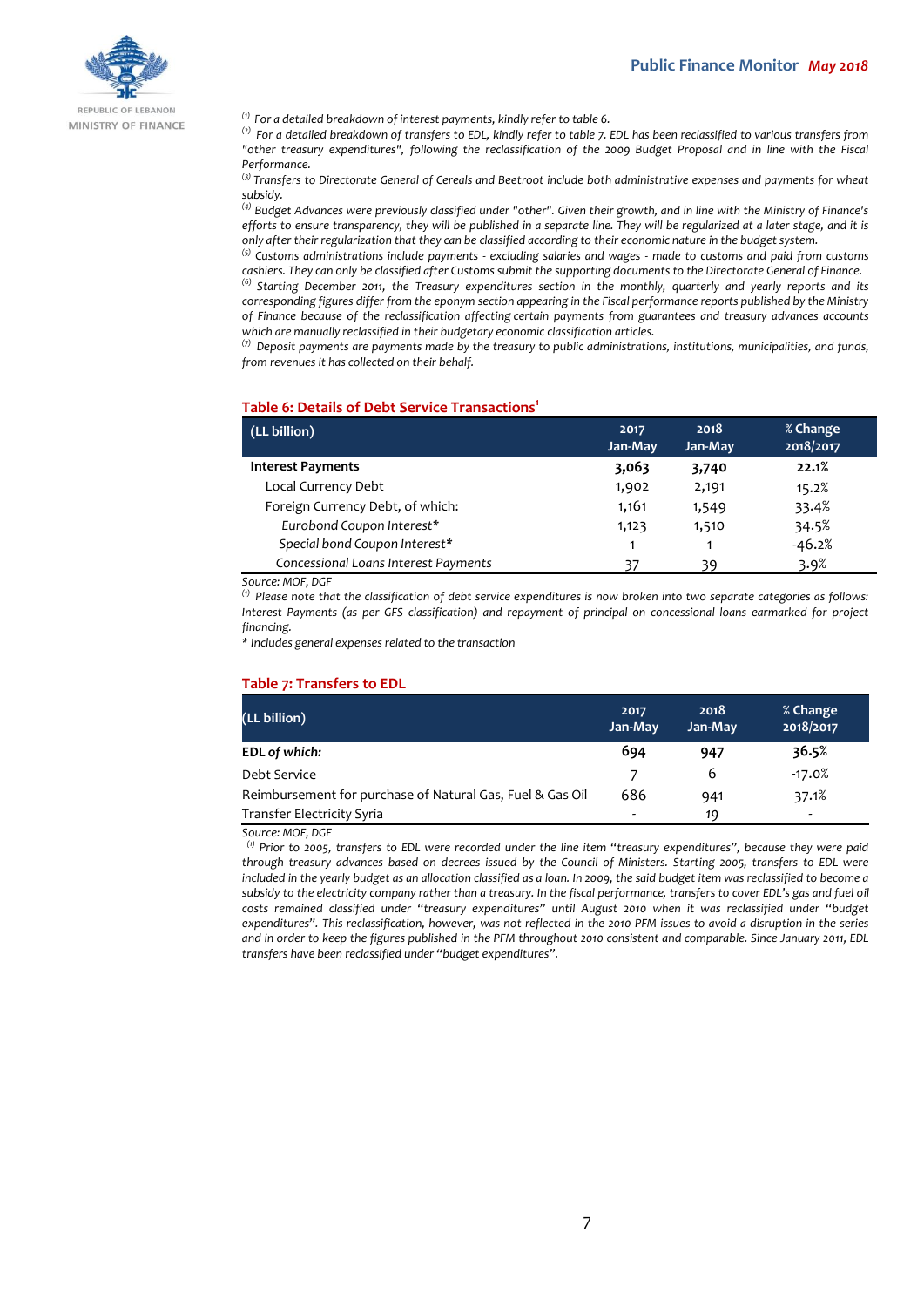*[1] For a detailed breakdown of interest payments, kindly refer to table 6.*

*[2] For a detailed breakdown of transfers to EDL, kindly refer to table 7. EDL has been reclassified to various transfers from "other treasury expenditures", following the reclassification of the 2009 Budget Proposal and in line with the Fiscal Performance.*

*[3] Transfers to Directorate General of Cereals and Beetroot include both administrative expenses and payments for wheat subsidy.*

*[4] Budget Advances were previously classified under "other". Given their growth, and in line with the Ministry of Finance's efforts to ensure transparency, they will be published in a separate line. They will be regularized at a later stage, and it is only after their regularization that they can be classified according to their economic nature in the budget system.*

*[5] Customs administrations include payments - excluding salaries and wages - made to customs and paid from customs cashiers. They can only be classified after Customs submit the supporting documents to the Directorate General of Finance.*

*[6] Starting December 2011, the Treasury expenditures section in the monthly, quarterly and yearly reports and its corresponding figures differ from the eponym section appearing in the Fiscal performance reports published by the Ministry of Finance because of the reclassification affecting certain payments from guarantees and treasury advances accounts which are manually reclassified in their budgetary economic classification articles.*

*[7] Deposit payments are payments made by the treasury to public administrations, institutions, municipalities, and funds, from revenues it has collected on their behalf.*

## Table 6: Details of Debt Service Transactions[1]

| (LL billion) | 2017 Jan-May | 2018 Jan-May | % Change 2018/2017 |
|---|---|---|---|
| **Interest Payments** | **3,063** | **3,740** | **22.1%** |
| Local Currency Debt | 1,902 | 2,191 | 15.2% |
| Foreign Currency Debt, of which: | 1,161 | 1,549 | 33.4% |
| *Eurobond Coupon Interest** | 1,123 | 1,510 | 34.5% |
| *Special bond Coupon Interest** | 1 | 1 | -46.2% |
| *Concessional Loans Interest Payments* | 37 | 39 | 3.9% |

*Source: MOF, DGF*

*[1] Please note that the classification of debt service expenditures is now broken into two separate categories as follows: Interest Payments (as per GFS classification) and repayment of principal on concessional loans earmarked for project financing.*

** Includes general expenses related to the transaction*

## Table 7: Transfers to EDL

| (LL billion) | 2017 Jan-May | 2018 Jan-May | % Change 2018/2017 |
|---|---|---|---|
| **EDL *of which:*** | **694** | **947** | **36.5%** |
| Debt Service | 7 | 6 | -17.0% |
| Reimbursement for purchase of Natural Gas, Fuel & Gas Oil | 686 | 941 | 37.1% |
| Transfer Electricity Syria | - | 19 | - |

*Source: MOF, DGF*

*[1] Prior to 2005, transfers to EDL were recorded under the line item "treasury expenditures", because they were paid through treasury advances based on decrees issued by the Council of Ministers. Starting 2005, transfers to EDL were included in the yearly budget as an allocation classified as a loan. In 2009, the said budget item was reclassified to become a subsidy to the electricity company rather than a treasury. In the fiscal performance, transfers to cover EDL's gas and fuel oil costs remained classified under "treasury expenditures" until August 2010 when it was reclassified under "budget expenditures". This reclassification, however, was not reflected in the 2010 PFM issues to avoid a disruption in the series and in order to keep the figures published in the PFM throughout 2010 consistent and comparable. Since January 2011, EDL transfers have been reclassified under "budget expenditures".*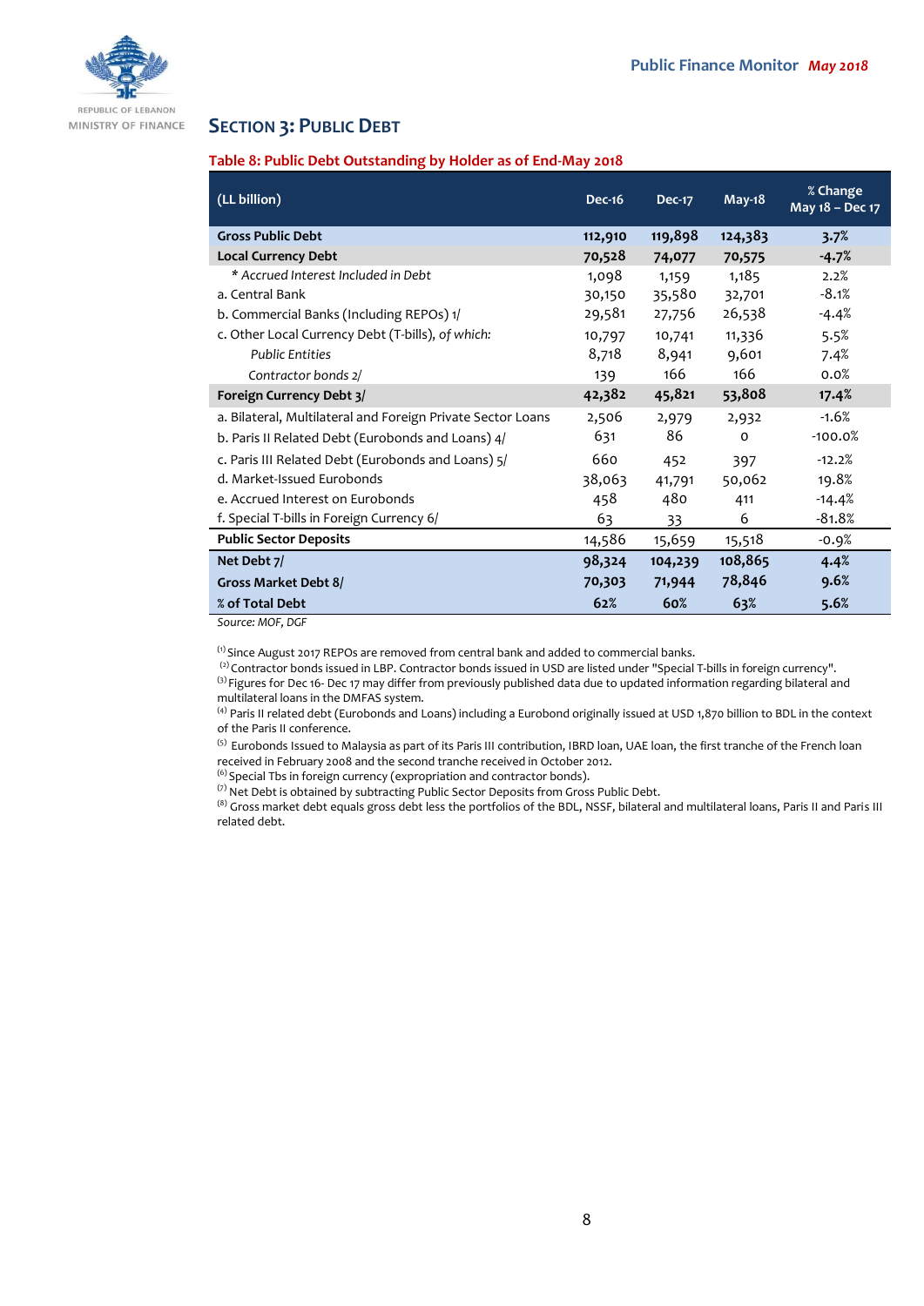## SECTION 3: PUBLIC DEBT

**Table 8: Public Debt Outstanding by Holder as of End-May 2018**

| (LL billion) | Dec-16 | Dec-17 | May-18 | % Change May 18 – Dec 17 |
|---|---|---|---|---|
| **Gross Public Debt** | **112,910** | **119,898** | **124,383** | **3.7%** |
| **Local Currency Debt** | **70,528** | **74,077** | **70,575** | **-4.7%** |
| * *Accrued Interest Included in Debt* | 1,098 | 1,159 | 1,185 | 2.2% |
| a. Central Bank | 30,150 | 35,580 | 32,701 | -8.1% |
| b. Commercial Banks (Including REPOs) 1/ | 29,581 | 27,756 | 26,538 | -4.4% |
| c. Other Local Currency Debt (T-bills), *of which:* | 10,797 | 10,741 | 11,336 | 5.5% |
| *Public Entities* | 8,718 | 8,941 | 9,601 | 7.4% |
| *Contractor bonds 2/* | 139 | 166 | 166 | 0.0% |
| **Foreign Currency Debt 3/** | **42,382** | **45,821** | **53,808** | **17.4%** |
| a. Bilateral, Multilateral and Foreign Private Sector Loans | 2,506 | 2,979 | 2,932 | -1.6% |
| b. Paris II Related Debt (Eurobonds and Loans) 4/ | 631 | 86 | 0 | -100.0% |
| c. Paris III Related Debt (Eurobonds and Loans) 5/ | 660 | 452 | 397 | -12.2% |
| d. Market-Issued Eurobonds | 38,063 | 41,791 | 50,062 | 19.8% |
| e. Accrued Interest on Eurobonds | 458 | 480 | 411 | -14.4% |
| f. Special T-bills in Foreign Currency 6/ | 63 | 33 | 6 | -81.8% |
| **Public Sector Deposits** | 14,586 | 15,659 | 15,518 | -0.9% |
| **Net Debt 7/** | **98,324** | **104,239** | **108,865** | **4.4%** |
| **Gross Market Debt 8/** | **70,303** | **71,944** | **78,846** | **9.6%** |
| **% of Total Debt** | **62%** | **60%** | **63%** | **5.6%** |

*Source: MOF, DGF*

(1) Since August 2017 REPOs are removed from central bank and added to commercial banks.
(2) Contractor bonds issued in LBP. Contractor bonds issued in USD are listed under "Special T-bills in foreign currency".
(3) Figures for Dec 16- Dec 17 may differ from previously published data due to updated information regarding bilateral and multilateral loans in the DMFAS system.
(4) Paris II related debt (Eurobonds and Loans) including a Eurobond originally issued at USD 1,870 billion to BDL in the context of the Paris II conference.
(5) Eurobonds Issued to Malaysia as part of its Paris III contribution, IBRD loan, UAE loan, the first tranche of the French loan received in February 2008 and the second tranche received in October 2012.
(6) Special Tbs in foreign currency (expropriation and contractor bonds).
(7) Net Debt is obtained by subtracting Public Sector Deposits from Gross Public Debt.
(8) Gross market debt equals gross debt less the portfolios of the BDL, NSSF, bilateral and multilateral loans, Paris II and Paris III related debt.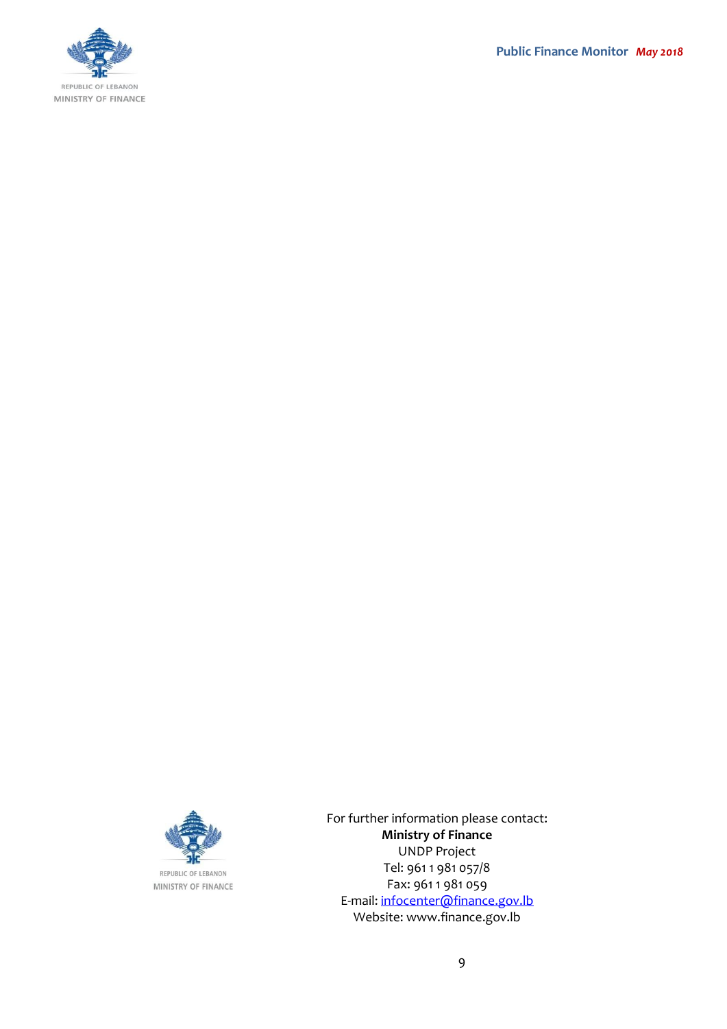REPUBLIC OF LEBANON
MINISTRY OF FINANCE

For further information please contact:
**Ministry of Finance**
UNDP Project
Tel: 961 1 981 057/8
Fax: 961 1 981 059
E-mail: infocenter@finance.gov.lb
Website: www.finance.gov.lb